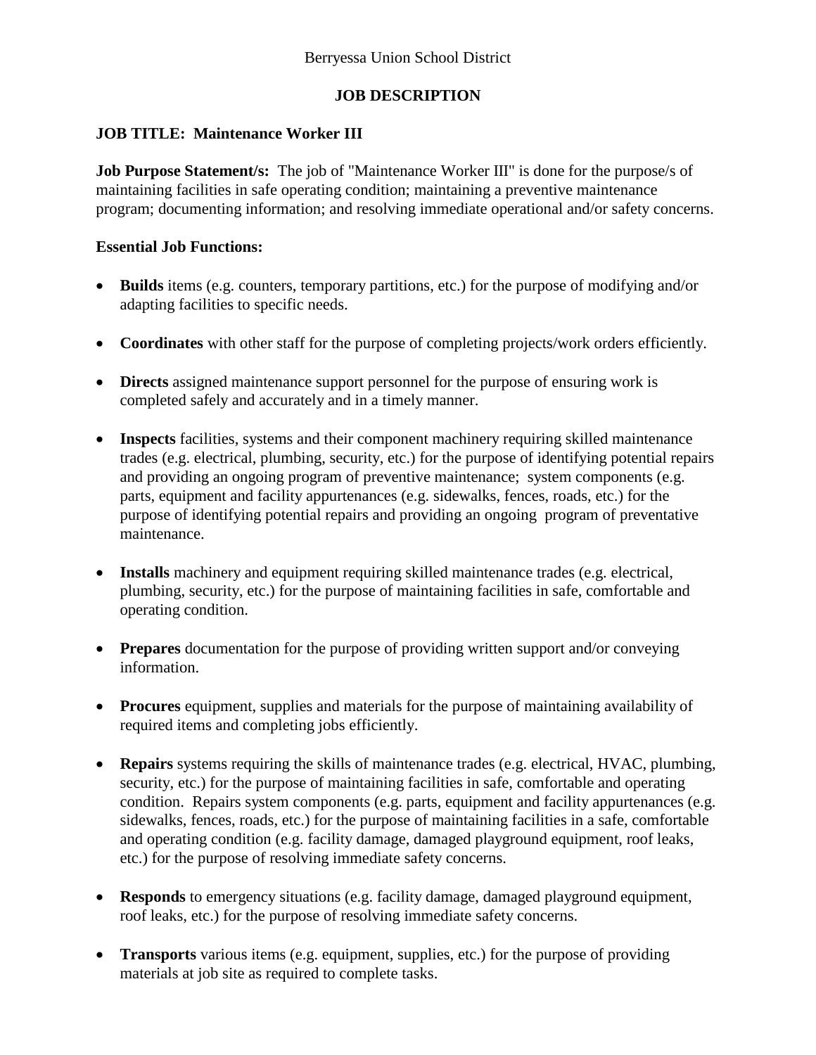Berryessa Union School District

# JOB DESCRIPTION

**JOB TITLE: Maintenance Worker III**

**Job Purpose Statement/s:** The job of "Maintenance Worker III" is done for the purpose/s of maintaining facilities in safe operating condition; maintaining a preventive maintenance program; documenting information; and resolving immediate operational and/or safety concerns.

**Essential Job Functions:**

- **Builds** items (e.g. counters, temporary partitions, etc.) for the purpose of modifying and/or adapting facilities to specific needs.
- **Coordinates** with other staff for the purpose of completing projects/work orders efficiently.
- **Directs** assigned maintenance support personnel for the purpose of ensuring work is completed safely and accurately and in a timely manner.
- **Inspects** facilities, systems and their component machinery requiring skilled maintenance trades (e.g. electrical, plumbing, security, etc.) for the purpose of identifying potential repairs and providing an ongoing program of preventive maintenance; system components (e.g. parts, equipment and facility appurtenances (e.g. sidewalks, fences, roads, etc.) for the purpose of identifying potential repairs and providing an ongoing program of preventative maintenance.
- **Installs** machinery and equipment requiring skilled maintenance trades (e.g. electrical, plumbing, security, etc.) for the purpose of maintaining facilities in safe, comfortable and operating condition.
- **Prepares** documentation for the purpose of providing written support and/or conveying information.
- **Procures** equipment, supplies and materials for the purpose of maintaining availability of required items and completing jobs efficiently.
- **Repairs** systems requiring the skills of maintenance trades (e.g. electrical, HVAC, plumbing, security, etc.) for the purpose of maintaining facilities in safe, comfortable and operating condition. Repairs system components (e.g. parts, equipment and facility appurtenances (e.g. sidewalks, fences, roads, etc.) for the purpose of maintaining facilities in a safe, comfortable and operating condition (e.g. facility damage, damaged playground equipment, roof leaks, etc.) for the purpose of resolving immediate safety concerns.
- **Responds** to emergency situations (e.g. facility damage, damaged playground equipment, roof leaks, etc.) for the purpose of resolving immediate safety concerns.
- **Transports** various items (e.g. equipment, supplies, etc.) for the purpose of providing materials at job site as required to complete tasks.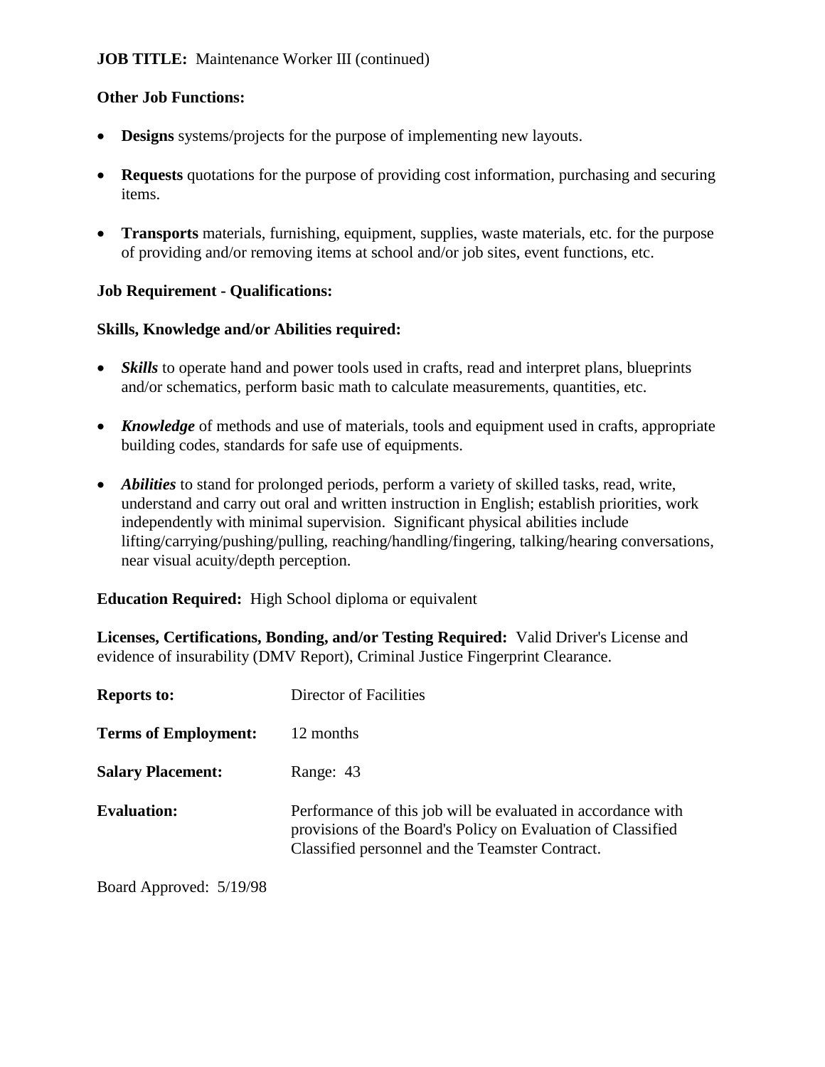**JOB TITLE:** Maintenance Worker III (continued)

**Other Job Functions:**

- **Designs** systems/projects for the purpose of implementing new layouts.
- **Requests** quotations for the purpose of providing cost information, purchasing and securing items.
- **Transports** materials, furnishing, equipment, supplies, waste materials, etc. for the purpose of providing and/or removing items at school and/or job sites, event functions, etc.

**Job Requirement - Qualifications:**

**Skills, Knowledge and/or Abilities required:**

- ***Skills*** to operate hand and power tools used in crafts, read and interpret plans, blueprints and/or schematics, perform basic math to calculate measurements, quantities, etc.
- ***Knowledge*** of methods and use of materials, tools and equipment used in crafts, appropriate building codes, standards for safe use of equipments.
- ***Abilities*** to stand for prolonged periods, perform a variety of skilled tasks, read, write, understand and carry out oral and written instruction in English; establish priorities, work independently with minimal supervision. Significant physical abilities include lifting/carrying/pushing/pulling, reaching/handling/fingering, talking/hearing conversations, near visual acuity/depth perception.

**Education Required:** High School diploma or equivalent

**Licenses, Certifications, Bonding, and/or Testing Required:** Valid Driver's License and evidence of insurability (DMV Report), Criminal Justice Fingerprint Clearance.

| | |
|---|---|
| **Reports to:** | Director of Facilities |
| **Terms of Employment:** | 12 months |
| **Salary Placement:** | Range: 43 |
| **Evaluation:** | Performance of this job will be evaluated in accordance with provisions of the Board's Policy on Evaluation of Classified Classified personnel and the Teamster Contract. |

Board Approved: 5/19/98